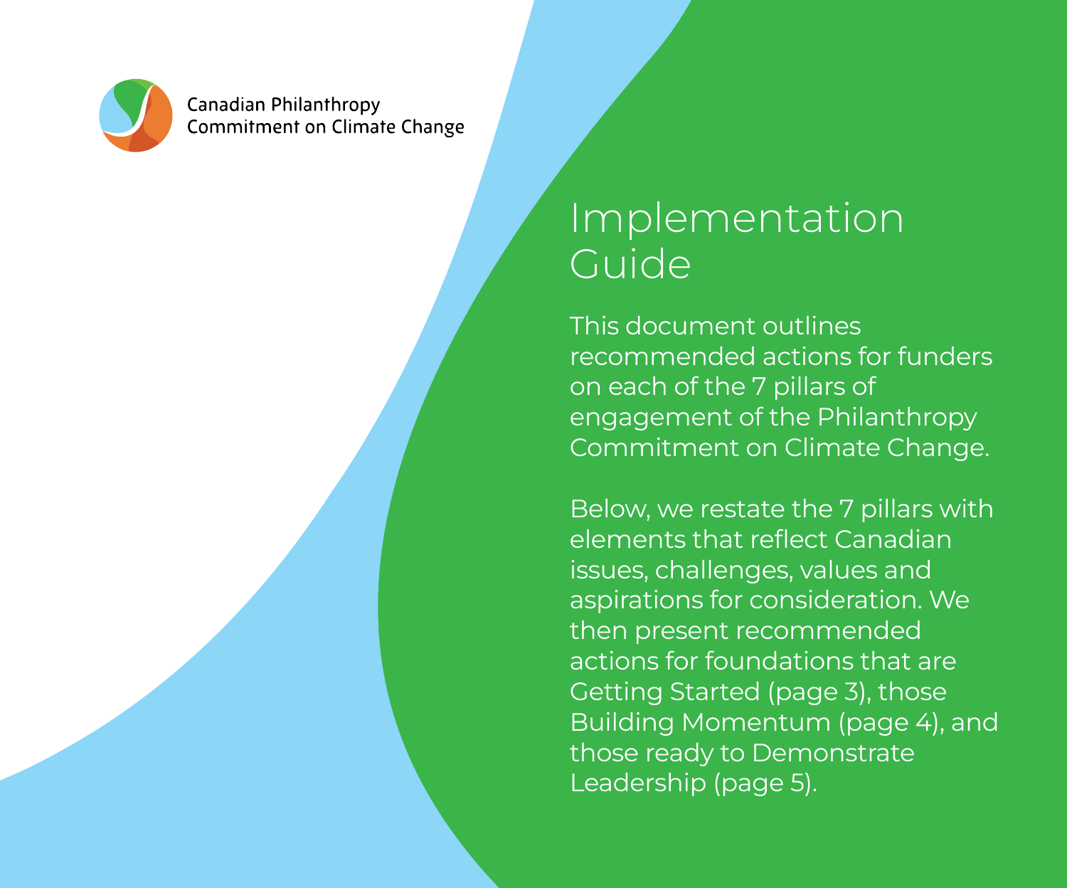Canadian Philanthropy Commitment on Climate Change

# Implementation Guide

This document outlines recommended actions for funders on each of the 7 pillars of engagement of the Philanthropy Commitment on Climate Change.

Below, we restate the 7 pillars with elements that reflect Canadian issues, challenges, values and aspirations for consideration. We then present recommended actions for foundations that are Getting Started (page 3), those Building Momentum (page 4), and those ready to Demonstrate Leadership (page 5).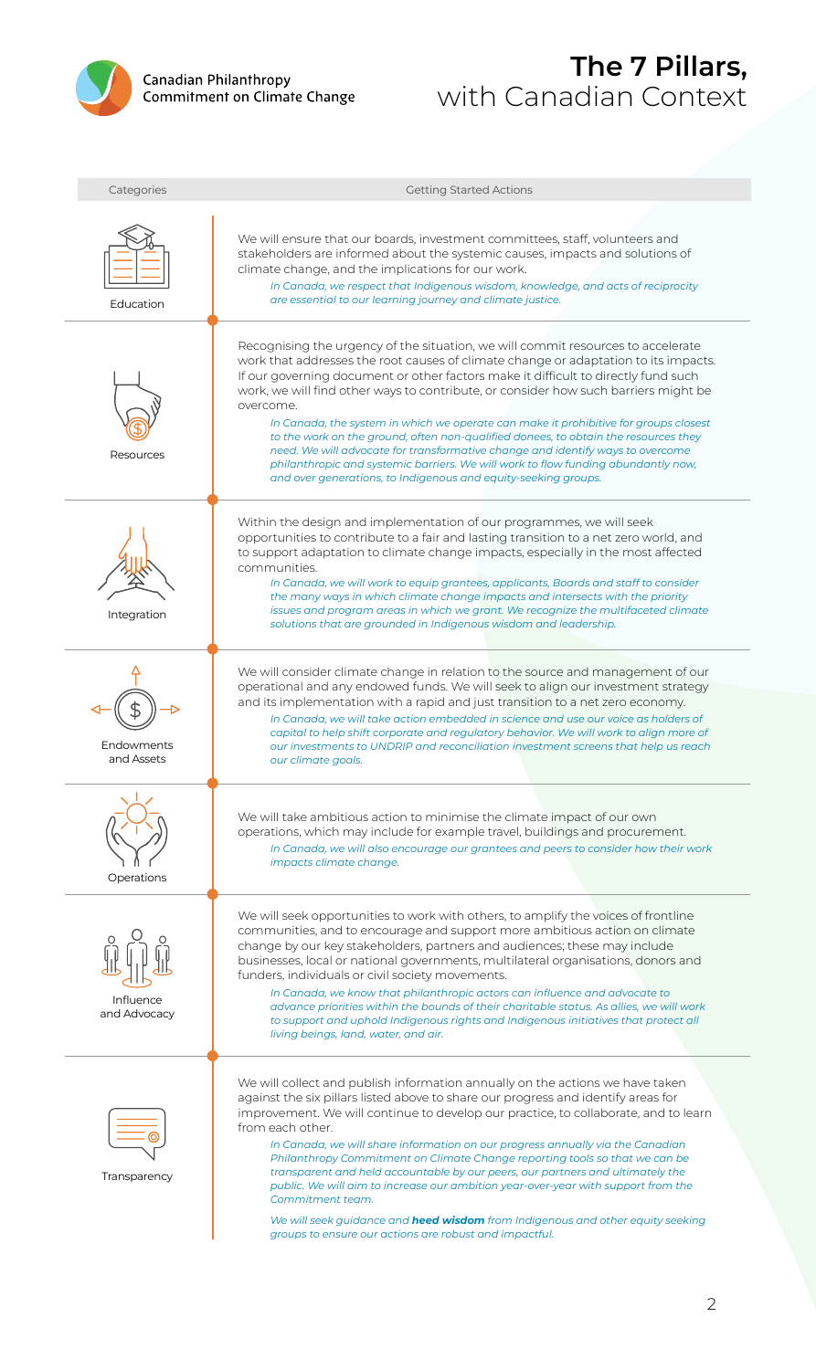Canadian Philanthropy Commitment on Climate Change

# **The 7 Pillars,** with Canadian Context

| Categories | Getting Started Actions |
|---|---|
| Education | We will ensure that our boards, investment committees, staff, volunteers and stakeholders are informed about the systemic causes, impacts and solutions of climate change, and the implications for our work. *In Canada, we respect that Indigenous wisdom, knowledge, and acts of reciprocity are essential to our learning journey and climate justice.* |
| Resources | Recognising the urgency of the situation, we will commit resources to accelerate work that addresses the root causes of climate change or adaptation to its impacts. If our governing document or other factors make it difficult to directly fund such work, we will find other ways to contribute, or consider how such barriers might be overcome. *In Canada, the system in which we operate can make it prohibitive for groups closest to the work on the ground, often non-qualified donees, to obtain the resources they need. We will advocate for transformative change and identify ways to overcome philanthropic and systemic barriers. We will work to flow funding abundantly now, and over generations, to Indigenous and equity-seeking groups.* |
| Integration | Within the design and implementation of our programmes, we will seek opportunities to contribute to a fair and lasting transition to a net zero world, and to support adaptation to climate change impacts, especially in the most affected communities. *In Canada, we will work to equip grantees, applicants, Boards and staff to consider the many ways in which climate change impacts and intersects with the priority issues and program areas in which we grant. We recognize the multifaceted climate solutions that are grounded in Indigenous wisdom and leadership.* |
| Endowments and Assets | We will consider climate change in relation to the source and management of our operational and any endowed funds. We will seek to align our investment strategy and its implementation with a rapid and just transition to a net zero economy. *In Canada, we will take action embedded in science and use our voice as holders of capital to help shift corporate and regulatory behavior. We will work to align more of our investments to UNDRIP and reconciliation investment screens that help us reach our climate goals.* |
| Operations | We will take ambitious action to minimise the climate impact of our own operations, which may include for example travel, buildings and procurement. *In Canada, we will also encourage our grantees and peers to consider how their work impacts climate change.* |
| Influence and Advocacy | We will seek opportunities to work with others, to amplify the voices of frontline communities, and to encourage and support more ambitious action on climate change by our key stakeholders, partners and audiences; these may include businesses, local or national governments, multilateral organisations, donors and funders, individuals or civil society movements. *In Canada, we know that philanthropic actors can influence and advocate to advance priorities within the bounds of their charitable status. As allies, we will work to support and uphold Indigenous rights and Indigenous initiatives that protect all living beings, land, water, and air.* |
| Transparency | We will collect and publish information annually on the actions we have taken against the six pillars listed above to share our progress and identify areas for improvement. We will continue to develop our practice, to collaborate, and to learn from each other. *In Canada, we will share information on our progress annually via the Canadian Philanthropy Commitment on Climate Change reporting tools so that we can be transparent and held accountable by our peers, our partners and ultimately the public. We will aim to increase our ambition year-over-year with support from the Commitment team.* *We will seek guidance and* ***heed wisdom*** *from Indigenous and other equity seeking groups to ensure our actions are robust and impactful.* |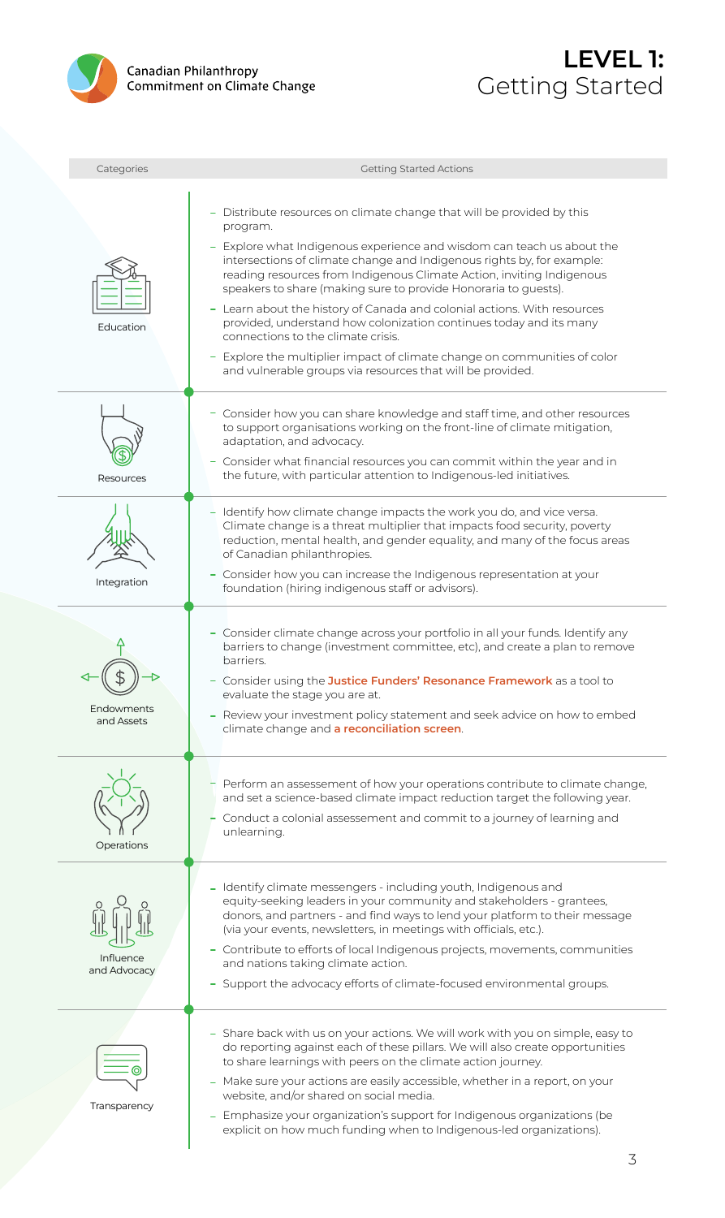Canadian Philanthropy Commitment on Climate Change

# LEVEL 1: Getting Started

| Categories | Getting Started Actions |
| --- | --- |
| Education | - Distribute resources on climate change that will be provided by this program.<br>- Explore what Indigenous experience and wisdom can teach us about the intersections of climate change and Indigenous rights by, for example: reading resources from Indigenous Climate Action, inviting Indigenous speakers to share (making sure to provide Honoraria to guests).<br>- Learn about the history of Canada and colonial actions. With resources provided, understand how colonization continues today and its many connections to the climate crisis.<br>- Explore the multiplier impact of climate change on communities of color and vulnerable groups via resources that will be provided. |
| Resources | - Consider how you can share knowledge and staff time, and other resources to support organisations working on the front-line of climate mitigation, adaptation, and advocacy.<br>- Consider what financial resources you can commit within the year and in the future, with particular attention to Indigenous-led initiatives. |
| Integration | - Identify how climate change impacts the work you do, and vice versa. Climate change is a threat multiplier that impacts food security, poverty reduction, mental health, and gender equality, and many of the focus areas of Canadian philanthropies.<br>- Consider how you can increase the Indigenous representation at your foundation (hiring indigenous staff or advisors). |
| Endowments and Assets | - Consider climate change across your portfolio in all your funds. Identify any barriers to change (investment committee, etc), and create a plan to remove barriers.<br>- Consider using the **Justice Funders' Resonance Framework** as a tool to evaluate the stage you are at.<br>- Review your investment policy statement and seek advice on how to embed climate change and **a reconciliation screen**. |
| Operations | - Perform an assessement of how your operations contribute to climate change, and set a science-based climate impact reduction target the following year.<br>- Conduct a colonial assessement and commit to a journey of learning and unlearning. |
| Influence and Advocacy | - Identify climate messengers - including youth, Indigenous and equity-seeking leaders in your community and stakeholders - grantees, donors, and partners - and find ways to lend your platform to their message (via your events, newsletters, in meetings with officials, etc.).<br>- Contribute to efforts of local Indigenous projects, movements, communities and nations taking climate action.<br>- Support the advocacy efforts of climate-focused environmental groups. |
| Transparency | - Share back with us on your actions. We will work with you on simple, easy to do reporting against each of these pillars. We will also create opportunities to share learnings with peers on the climate action journey.<br>- Make sure your actions are easily accessible, whether in a report, on your website, and/or shared on social media.<br>- Emphasize your organization's support for Indigenous organizations (be explicit on how much funding when to Indigenous-led organizations). |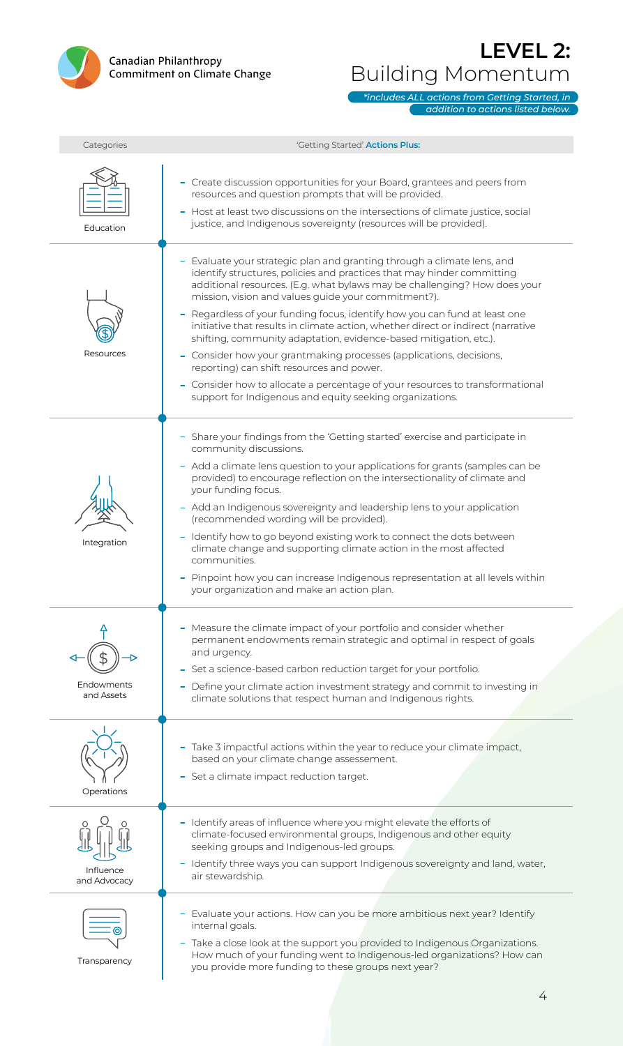Canadian Philanthropy Commitment on Climate Change

# LEVEL 2: Building Momentum

*\*includes ALL actions from Getting Started, in addition to actions listed below.*

| Categories | 'Getting Started' **Actions Plus:** |
| --- | --- |
| Education | - Create discussion opportunities for your Board, grantees and peers from resources and question prompts that will be provided.<br>- Host at least two discussions on the intersections of climate justice, social justice, and Indigenous sovereignty (resources will be provided). |
| Resources | - Evaluate your strategic plan and granting through a climate lens, and identify structures, policies and practices that may hinder committing additional resources. (E.g. what bylaws may be challenging? How does your mission, vision and values guide your commitment?).<br>- Regardless of your funding focus, identify how you can fund at least one initiative that results in climate action, whether direct or indirect (narrative shifting, community adaptation, evidence-based mitigation, etc.).<br>- Consider how your grantmaking processes (applications, decisions, reporting) can shift resources and power.<br>- Consider how to allocate a percentage of your resources to transformational support for Indigenous and equity seeking organizations. |
| Integration | - Share your findings from the 'Getting started' exercise and participate in community discussions.<br>- Add a climate lens question to your applications for grants (samples can be provided) to encourage reflection on the intersectionality of climate and your funding focus.<br>- Add an Indigenous sovereignty and leadership lens to your application (recommended wording will be provided).<br>- Identify how to go beyond existing work to connect the dots between climate change and supporting climate action in the most affected communities.<br>- Pinpoint how you can increase Indigenous representation at all levels within your organization and make an action plan. |
| Endowments and Assets | - Measure the climate impact of your portfolio and consider whether permanent endowments remain strategic and optimal in respect of goals and urgency.<br>- Set a science-based carbon reduction target for your portfolio.<br>- Define your climate action investment strategy and commit to investing in climate solutions that respect human and Indigenous rights. |
| Operations | - Take 3 impactful actions within the year to reduce your climate impact, based on your climate change assessement.<br>- Set a climate impact reduction target. |
| Influence and Advocacy | - Identify areas of influence where you might elevate the efforts of climate-focused environmental groups, Indigenous and other equity seeking groups and Indigenous-led groups.<br>- Identify three ways you can support Indigenous sovereignty and land, water, air stewardship. |
| Transparency | - Evaluate your actions. How can you be more ambitious next year? Identify internal goals.<br>- Take a close look at the support you provided to Indigenous Organizations. How much of your funding went to Indigenous-led organizations? How can you provide more funding to these groups next year? |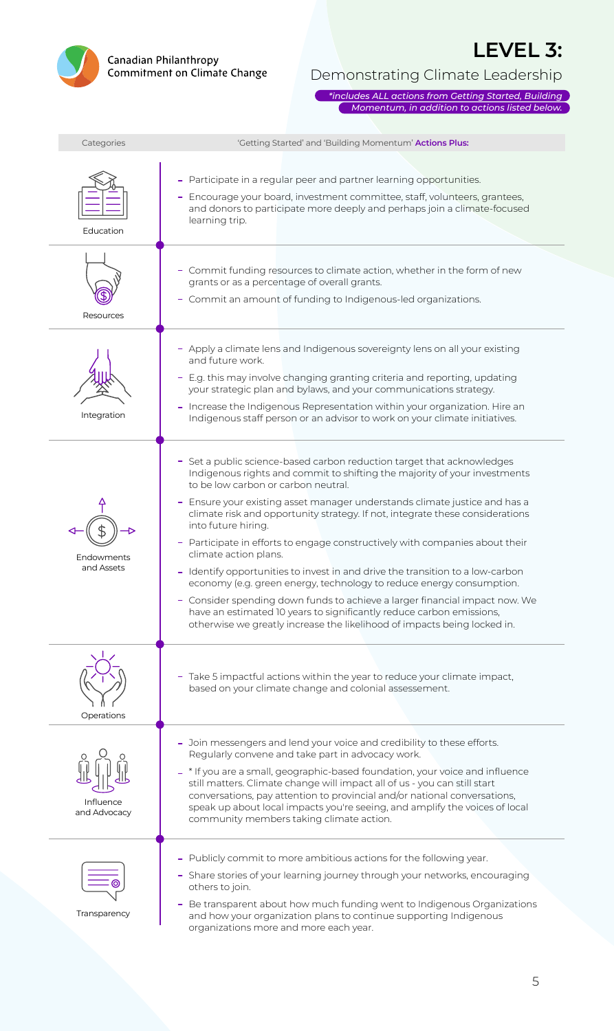Canadian Philanthropy Commitment on Climate Change

# LEVEL 3:

## Demonstrating Climate Leadership

*\*includes ALL actions from Getting Started, Building Momentum, in addition to actions listed below.*

| Categories | 'Getting Started' and 'Building Momentum' **Actions Plus:** |
| --- | --- |
| Education | - Participate in a regular peer and partner learning opportunities.<br>- Encourage your board, investment committee, staff, volunteers, grantees, and donors to participate more deeply and perhaps join a climate-focused learning trip. |
| Resources | - Commit funding resources to climate action, whether in the form of new grants or as a percentage of overall grants.<br>- Commit an amount of funding to Indigenous-led organizations. |
| Integration | - Apply a climate lens and Indigenous sovereignty lens on all your existing and future work.<br>- E.g. this may involve changing granting criteria and reporting, updating your strategic plan and bylaws, and your communications strategy.<br>- Increase the Indigenous Representation within your organization. Hire an Indigenous staff person or an advisor to work on your climate initiatives. |
| Endowments and Assets | - Set a public science-based carbon reduction target that acknowledges Indigenous rights and commit to shifting the majority of your investments to be low carbon or carbon neutral.<br>- Ensure your existing asset manager understands climate justice and has a climate risk and opportunity strategy. If not, integrate these considerations into future hiring.<br>- Participate in efforts to engage constructively with companies about their climate action plans.<br>- Identify opportunities to invest in and drive the transition to a low-carbon economy (e.g. green energy, technology to reduce energy consumption.<br>- Consider spending down funds to achieve a larger financial impact now. We have an estimated 10 years to significantly reduce carbon emissions, otherwise we greatly increase the likelihood of impacts being locked in. |
| Operations | - Take 5 impactful actions within the year to reduce your climate impact, based on your climate change and colonial assessement. |
| Influence and Advocacy | - Join messengers and lend your voice and credibility to these efforts. Regularly convene and take part in advocacy work.<br>- * If you are a small, geographic-based foundation, your voice and influence still matters. Climate change will impact all of us - you can still start conversations, pay attention to provincial and/or national conversations, speak up about local impacts you're seeing, and amplify the voices of local community members taking climate action. |
| Transparency | - Publicly commit to more ambitious actions for the following year.<br>- Share stories of your learning journey through your networks, encouraging others to join.<br>- Be transparent about how much funding went to Indigenous Organizations and how your organization plans to continue supporting Indigenous organizations more and more each year. |